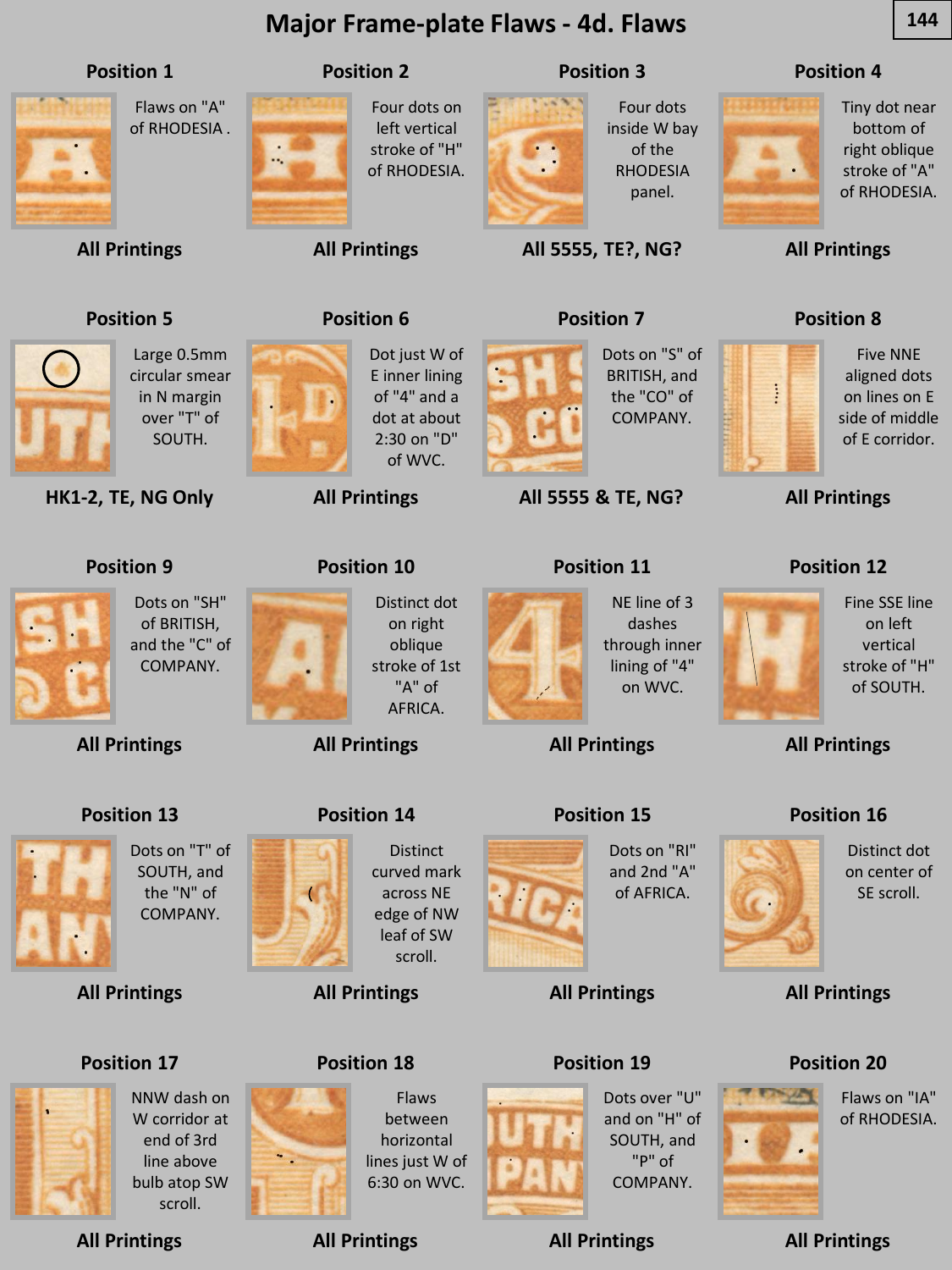# Major Frame-plate Flaws - 4d. Flaws

### Position 1

Flaws on "A" of RHODESIA .

**All Printings**

### Position 2

Four dots on left vertical stroke of "H" of RHODESIA.

**All Printings**

### Position 3

Four dots inside W bay of the RHODESIA panel.

**All 5555, TE?, NG?**

### Position 4

Tiny dot near bottom of right oblique stroke of "A" of RHODESIA.

**All Printings**

### Position 5

Large 0.5mm circular smear in N margin over "T" of SOUTH.

**HK1-2, TE, NG Only**

### Position 6

Dot just W of E inner lining of "4" and a dot at about 2:30 on "D" of WVC.

**All Printings**

### Position 7

Dots on "S" of BRITISH, and the "CO" of COMPANY.

**All 5555 & TE, NG?**

### Position 8

Five NNE aligned dots on lines on E side of middle of E corridor.

**All Printings**

### Position 9

Dots on "SH" of BRITISH, and the "C" of COMPANY.

**All Printings**

### Position 10

Distinct dot on right oblique stroke of 1st "A" of AFRICA.

**All Printings**

### Position 11

NE line of 3 dashes through inner lining of "4" on WVC.

**All Printings**

### Position 12

Fine SSE line on left vertical stroke of "H" of SOUTH.

**All Printings**

### Position 13

Dots on "T" of SOUTH, and the "N" of COMPANY.

**All Printings**

### Position 14

Distinct curved mark across NE edge of NW leaf of SW scroll.

**All Printings**

### Position 15

Dots on "RI" and 2nd "A" of AFRICA.

**All Printings**

### Position 16

Distinct dot on center of SE scroll.

**All Printings**

### Position 17

NNW dash on W corridor at end of 3rd line above bulb atop SW scroll.

**All Printings**

### Position 18

Flaws between horizontal lines just W of 6:30 on WVC.

**All Printings**

### Position 19

Dots over "U" and on "H" of SOUTH, and "P" of COMPANY.

**All Printings**

### Position 20

Flaws on "IA" of RHODESIA.

**All Printings**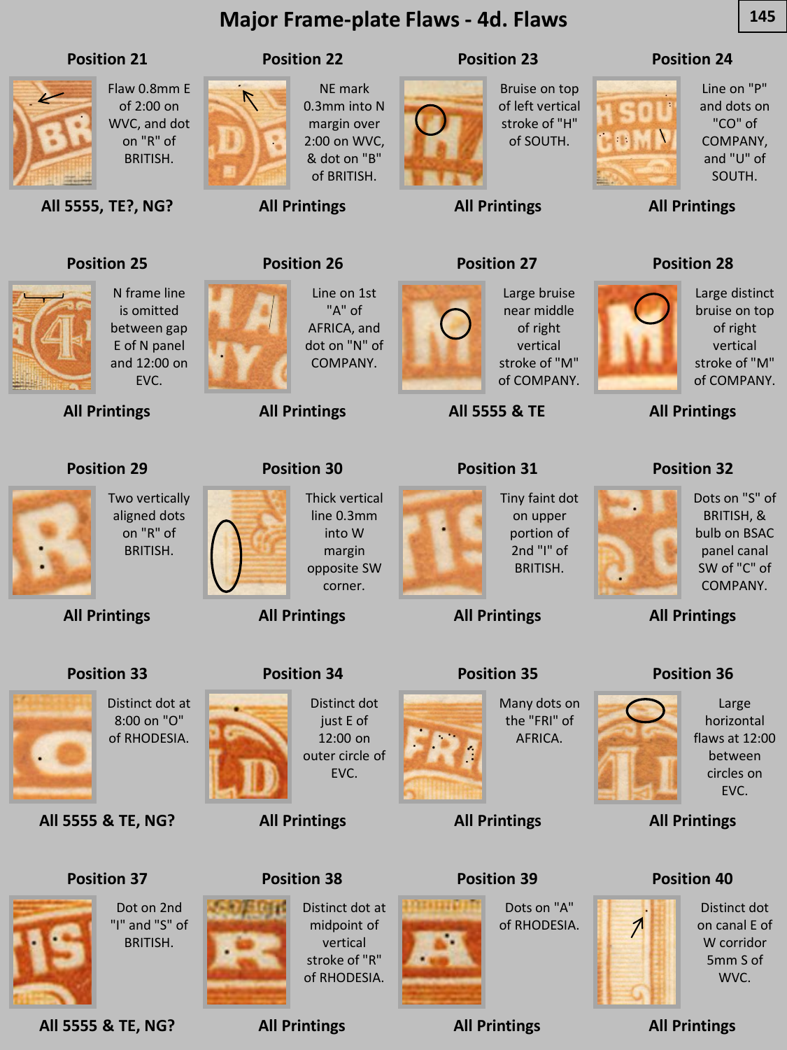# Major Frame-plate Flaws - 4d. Flaws

### Position 21

Flaw 0.8mm E of 2:00 on WVC, and dot on "R" of BRITISH.

**All 5555, TE?, NG?**

### Position 22

NE mark 0.3mm into N margin over 2:00 on WVC, & dot on "B" of BRITISH.

**All Printings**

### Position 23

Bruise on top of left vertical stroke of "H" of SOUTH.

**All Printings**

### Position 24

Line on "P" and dots on "CO" of COMPANY, and "U" of SOUTH.

**All Printings**

### Position 25

N frame line is omitted between gap E of N panel and 12:00 on EVC.

**All Printings**

### Position 26

Line on 1st "A" of AFRICA, and dot on "N" of COMPANY.

**All Printings**

### Position 27

Large bruise near middle of right vertical stroke of "M" of COMPANY.

**All 5555 & TE**

### Position 28

Large distinct bruise on top of right vertical stroke of "M" of COMPANY.

**All Printings**

### Position 29

Two vertically aligned dots on "R" of BRITISH.

**All Printings**

### Position 30

Thick vertical line 0.3mm into W margin opposite SW corner.

**All Printings**

### Position 31

Tiny faint dot on upper portion of 2nd "I" of BRITISH.

**All Printings**

### Position 32

Dots on "S" of BRITISH, & bulb on BSAC panel canal SW of "C" of COMPANY.

**All Printings**

### Position 33

Distinct dot at 8:00 on "O" of RHODESIA.

**All 5555 & TE, NG?**

### Position 34

Distinct dot just E of 12:00 on outer circle of EVC.

**All Printings**

### Position 35

Many dots on the "FRI" of AFRICA.

**All Printings**

### Position 36

Large horizontal flaws at 12:00 between circles on EVC.

**All Printings**

### Position 37

Dot on 2nd "I" and "S" of BRITISH.

**All 5555 & TE, NG?**

### Position 38

Distinct dot at midpoint of vertical stroke of "R" of RHODESIA.

**All Printings**

### Position 39

Dots on "A" of RHODESIA.

**All Printings**

### Position 40

Distinct dot on canal E of W corridor 5mm S of WVC.

**All Printings**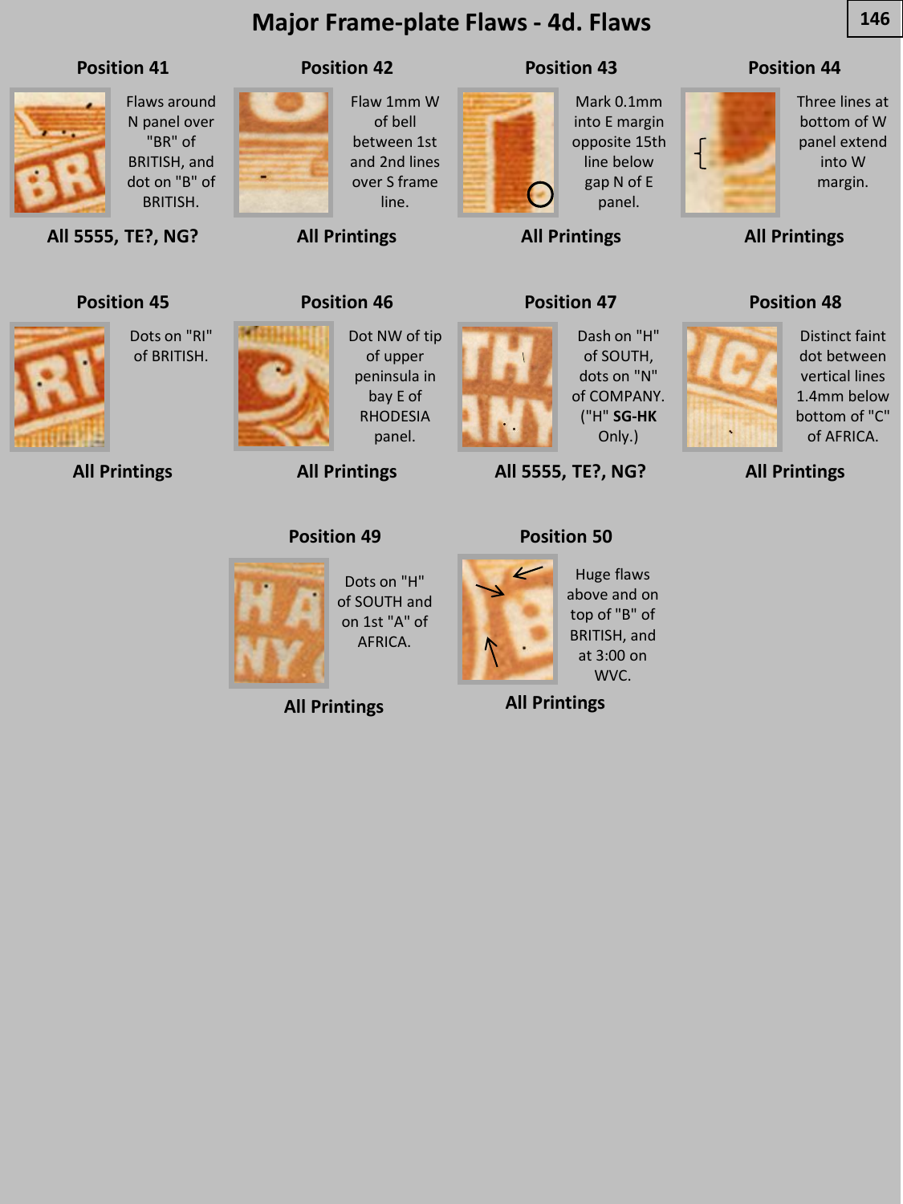# Major Frame-plate Flaws - 4d. Flaws

### Position 41

Flaws around N panel over "BR" of BRITISH, and dot on "B" of BRITISH.

**All 5555, TE?, NG?**

### Position 42

Flaw 1mm W of bell between 1st and 2nd lines over S frame line.

**All Printings**

### Position 43

Mark 0.1mm into E margin opposite 15th line below gap N of E panel.

**All Printings**

### Position 44

Three lines at bottom of W panel extend into W margin.

**All Printings**

### Position 45

Dots on "RI" of BRITISH.

**All Printings**

### Position 46

Dot NW of tip of upper peninsula in bay E of RHODESIA panel.

**All Printings**

### Position 47

Dash on "H" of SOUTH, dots on "N" of COMPANY. ("H" **SG-HK** Only.)

**All 5555, TE?, NG?**

### Position 48

Distinct faint dot between vertical lines 1.4mm below bottom of "C" of AFRICA.

**All Printings**

### Position 49

Dots on "H" of SOUTH and on 1st "A" of AFRICA.

**All Printings**

### Position 50

Huge flaws above and on top of "B" of BRITISH, and at 3:00 on WVC.

**All Printings**